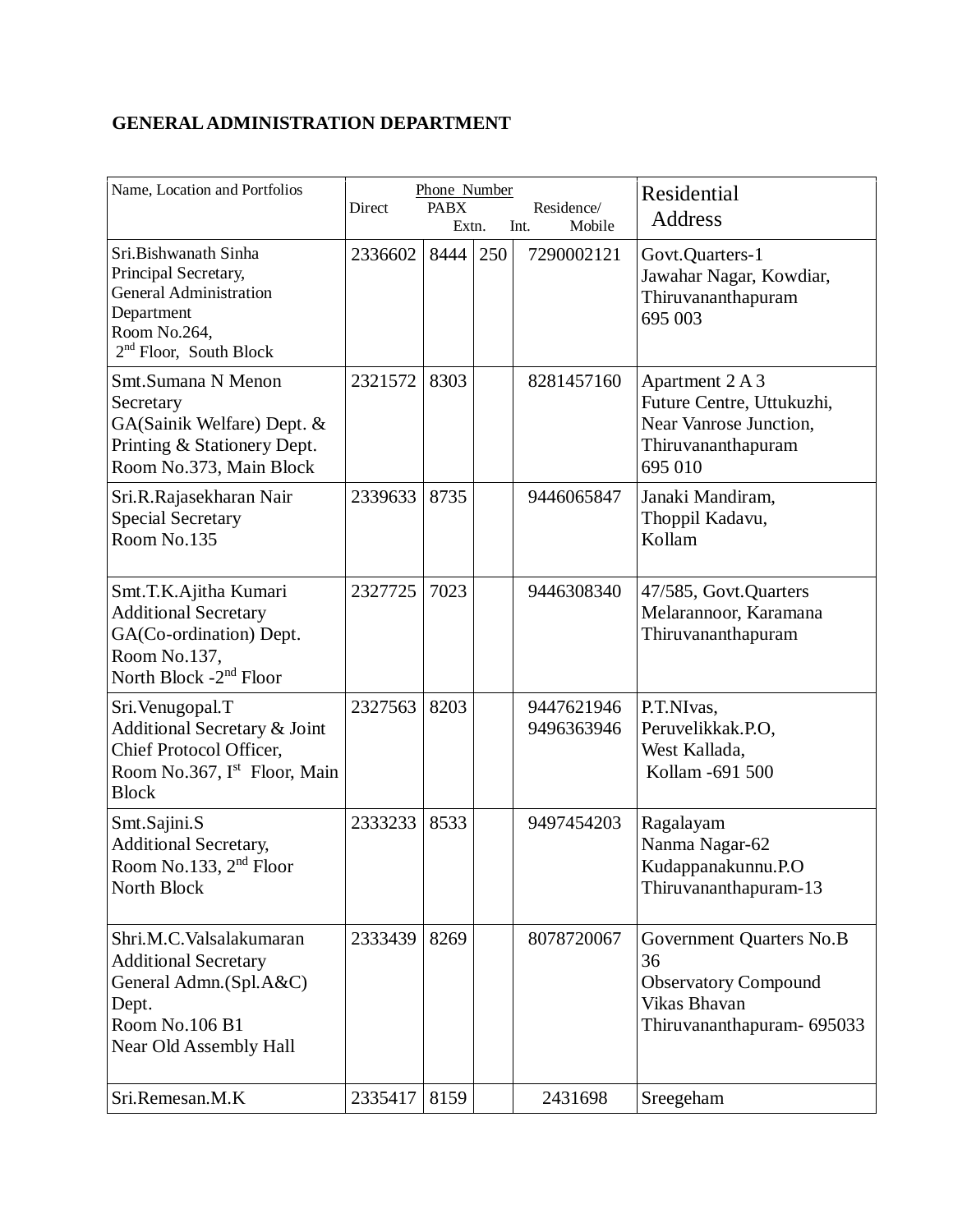## GENERAL ADMINISTRATION DEPARTMENT

| Name, Location and Portfolios | Phone Number Direct | PABX Extn. | Int. | Residence/ Mobile | Residential Address |
|---|---|---|---|---|---|
| Sri.Bishwanath Sinha<br>Principal Secretary,<br>General Administration Department<br>Room No.264,<br>2nd Floor, South Block | 2336602 | 8444 | 250 | 7290002121 | Govt.Quarters-1<br>Jawahar Nagar, Kowdiar,<br>Thiruvananthapuram<br>695 003 |
| Smt.Sumana N Menon<br>Secretary<br>GA(Sainik Welfare) Dept. &<br>Printing & Stationery Dept.<br>Room No.373, Main Block | 2321572 | 8303 | | 8281457160 | Apartment 2 A 3<br>Future Centre, Uttukuzhi,<br>Near Vanrose Junction,<br>Thiruvananthapuram<br>695 010 |
| Sri.R.Rajasekharan Nair<br>Special Secretary<br>Room No.135 | 2339633 | 8735 | | 9446065847 | Janaki Mandiram,<br>Thoppil Kadavu,<br>Kollam |
| Smt.T.K.Ajitha Kumari<br>Additional Secretary<br>GA(Co-ordination) Dept.<br>Room No.137,<br>North Block -2nd Floor | 2327725 | 7023 | | 9446308340 | 47/585, Govt.Quarters<br>Melarannoor, Karamana<br>Thiruvananthapuram |
| Sri.Venugopal.T<br>Additional Secretary & Joint Chief Protocol Officer,<br>Room No.367, Ist Floor, Main Block | 2327563 | 8203 | | 9447621946<br>9496363946 | P.T.NIvas,<br>Peruvelikkak.P.O,<br>West Kallada,<br>Kollam -691 500 |
| Smt.Sajini.S<br>Additional Secretary,<br>Room No.133, 2nd Floor<br>North Block | 2333233 | 8533 | | 9497454203 | Ragalayam<br>Nanma Nagar-62<br>Kudappanakunnu.P.O<br>Thiruvananthapuram-13 |
| Shri.M.C.Valsalakumaran<br>Additional Secretary<br>General Admn.(Spl.A&C) Dept.<br>Room No.106 B1<br>Near Old Assembly Hall | 2333439 | 8269 | | 8078720067 | Government Quarters No.B 36<br>Observatory Compound<br>Vikas Bhavan<br>Thiruvananthapuram- 695033 |
| Sri.Remesan.M.K | 2335417 | 8159 | | 2431698 | Sreegeham |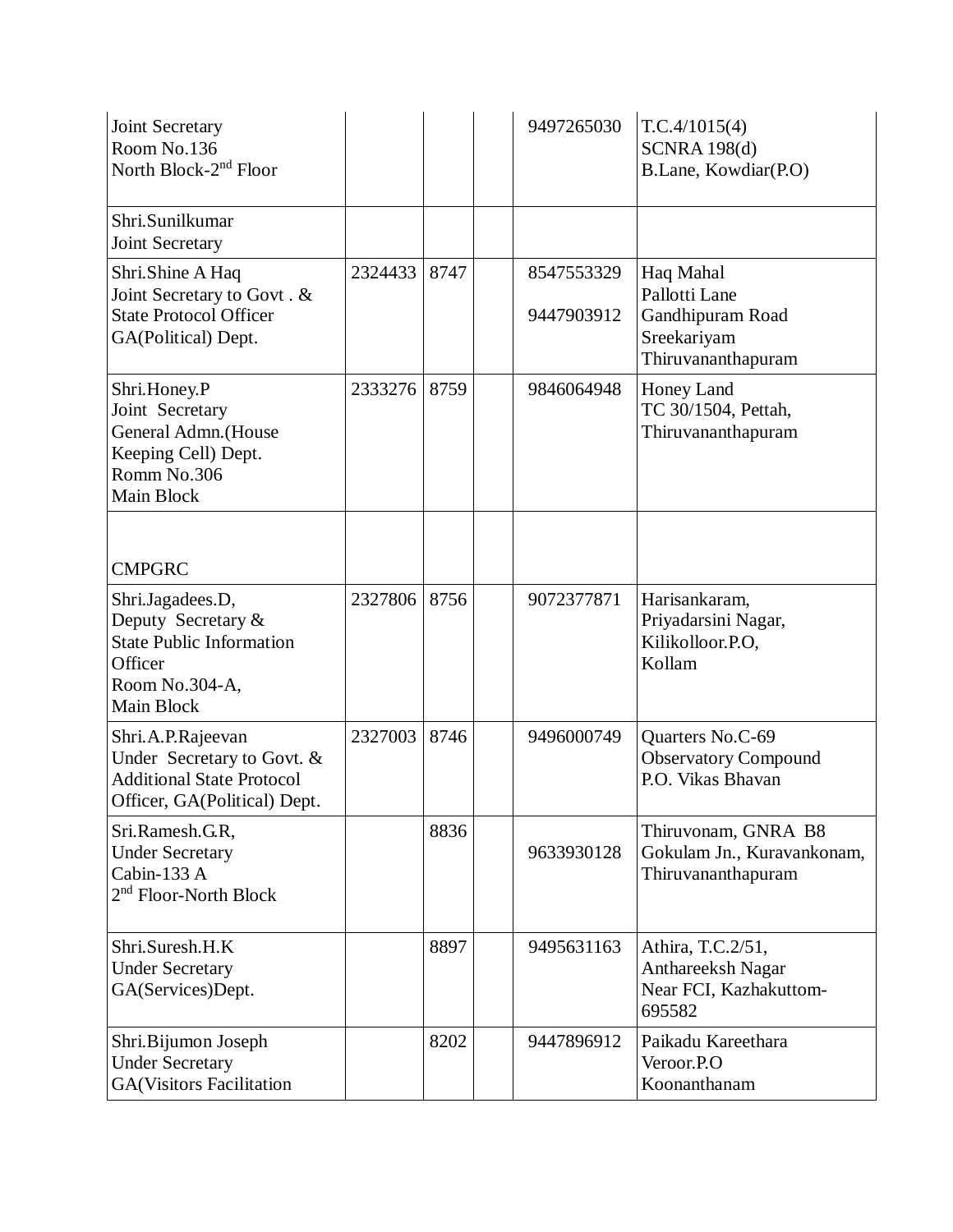| | | | | | |
|---|---|---|---|---|---|
| Joint Secretary<br>Room No.136<br>North Block-2nd Floor | | | | 9497265030 | T.C.4/1015(4)<br>SCNRA 198(d)<br>B.Lane, Kowdiar(P.O) |
| Shri.Sunilkumar<br>Joint Secretary | | | | | |
| Shri.Shine A Haq<br>Joint Secretary to Govt . &<br>State Protocol Officer<br>GA(Political) Dept. | 2324433 | 8747 | | 8547553329<br>9447903912 | Haq Mahal<br>Pallotti Lane<br>Gandhipuram Road<br>Sreekariyam<br>Thiruvananthapuram |
| Shri.Honey.P<br>Joint Secretary<br>General Admn.(House Keeping Cell) Dept.<br>Romm No.306<br>Main Block | 2333276 | 8759 | | 9846064948 | Honey Land<br>TC 30/1504, Pettah,<br>Thiruvananthapuram |
| CMPGRC | | | | | |
| Shri.Jagadees.D,<br>Deputy Secretary &<br>State Public Information Officer<br>Room No.304-A,<br>Main Block | 2327806 | 8756 | | 9072377871 | Harisankaram,<br>Priyadarsini Nagar,<br>Kilikolloor.P.O,<br>Kollam |
| Shri.A.P.Rajeevan<br>Under Secretary to Govt. &<br>Additional State Protocol Officer, GA(Political) Dept. | 2327003 | 8746 | | 9496000749 | Quarters No.C-69<br>Observatory Compound<br>P.O. Vikas Bhavan |
| Sri.Ramesh.G.R,<br>Under Secretary<br>Cabin-133 A<br>2nd Floor-North Block | | 8836 | | 9633930128 | Thiruvonam, GNRA B8<br>Gokulam Jn., Kuravankonam,<br>Thiruvananthapuram |
| Shri.Suresh.H.K<br>Under Secretary<br>GA(Services)Dept. | | 8897 | | 9495631163 | Athira, T.C.2/51,<br>Anthareeksh Nagar<br>Near FCI, Kazhakuttom-695582 |
| Shri.Bijumon Joseph<br>Under Secretary<br>GA(Visitors Facilitation | | 8202 | | 9447896912 | Paikadu Kareethara<br>Veroor.P.O<br>Koonanthanam |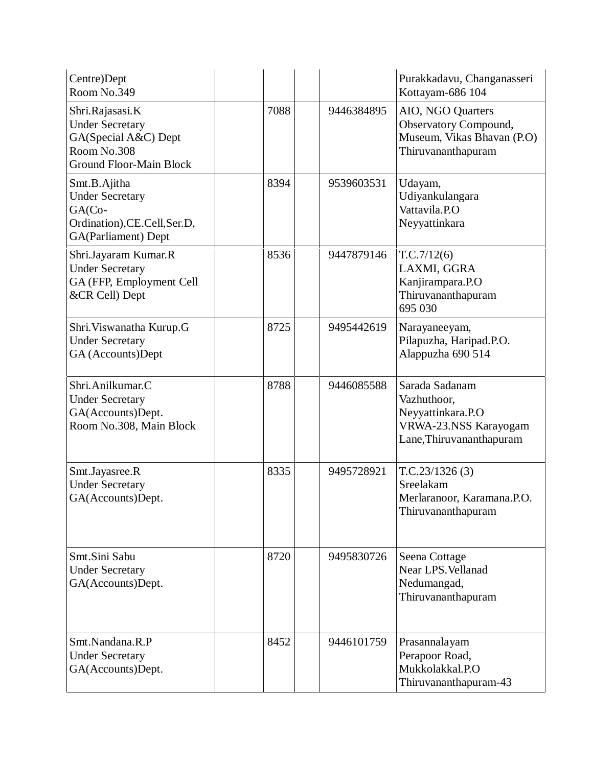| | | | | | |
|---|---|---|---|---|---|
| Centre)Dept<br>Room No.349 | | | | | Purakkadavu, Changanasseri<br>Kottayam-686 104 |
| Shri.Rajasasi.K<br>Under Secretary<br>GA(Special A&C) Dept<br>Room No.308<br>Ground Floor-Main Block | | 7088 | | 9446384895 | AIO, NGO Quarters<br>Observatory Compound,<br>Museum, Vikas Bhavan (P.O)<br>Thiruvananthapuram |
| Smt.B.Ajitha<br>Under Secretary<br>GA(Co-Ordination),CE.Cell,Ser.D,<br>GA(Parliament) Dept | | 8394 | | 9539603531 | Udayam,<br>Udiyankulangara<br>Vattavila.P.O<br>Neyyattinkara |
| Shri.Jayaram Kumar.R<br>Under Secretary<br>GA (FFP, Employment Cell &CR Cell) Dept | | 8536 | | 9447879146 | T.C.7/12(6)<br>LAXMI, GGRA<br>Kanjirampara.P.O<br>Thiruvananthapuram<br>695 030 |
| Shri.Viswanatha Kurup.G<br>Under Secretary<br>GA (Accounts)Dept | | 8725 | | 9495442619 | Narayaneeyam,<br>Pilapuzha, Haripad.P.O.<br>Alappuzha 690 514 |
| Shri.Anilkumar.C<br>Under Secretary<br>GA(Accounts)Dept.<br>Room No.308, Main Block | | 8788 | | 9446085588 | Sarada Sadanam<br>Vazhuthoor,<br>Neyyattinkara.P.O<br>VRWA-23.NSS Karayogam Lane,Thiruvananthapuram |
| Smt.Jayasree.R<br>Under Secretary<br>GA(Accounts)Dept. | | 8335 | | 9495728921 | T.C.23/1326 (3)<br>Sreelakam<br>Merlaranoor, Karamana.P.O.<br>Thiruvananthapuram |
| Smt.Sini Sabu<br>Under Secretary<br>GA(Accounts)Dept. | | 8720 | | 9495830726 | Seena Cottage<br>Near LPS.Vellanad<br>Nedumangad,<br>Thiruvananthapuram |
| Smt.Nandana.R.P<br>Under Secretary<br>GA(Accounts)Dept. | | 8452 | | 9446101759 | Prasannalayam<br>Perapoor Road,<br>Mukkolakkal.P.O<br>Thiruvananthapuram-43 |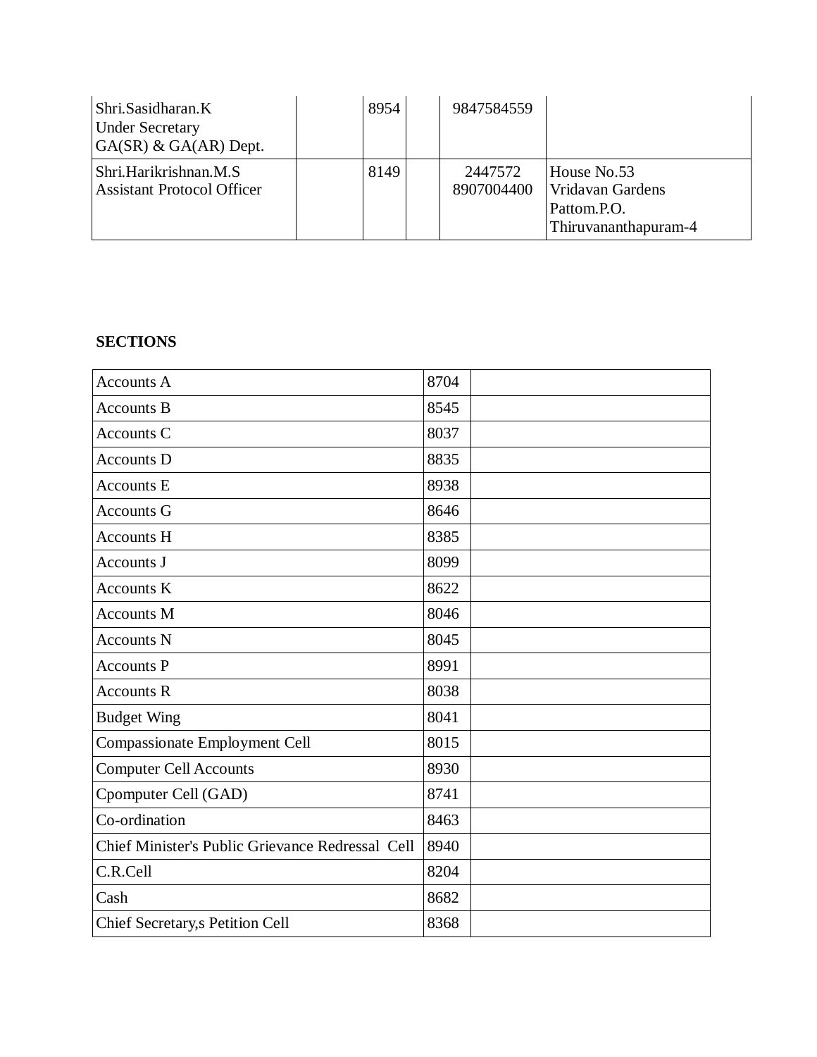| | | | | | |
|---|---|---|---|---|---|
| Shri.Sasidharan.K<br>Under Secretary<br>GA(SR) & GA(AR) Dept. | | 8954 | | 9847584559 | |
| Shri.Harikrishnan.M.S<br>Assistant Protocol Officer | | 8149 | | 2447572<br>8907004400 | House No.53<br>Vridavan Gardens<br>Pattom.P.O.<br>Thiruvananthapuram-4 |

**SECTIONS**

| | | |
|---|---|---|
| Accounts A | 8704 | |
| Accounts B | 8545 | |
| Accounts C | 8037 | |
| Accounts D | 8835 | |
| Accounts E | 8938 | |
| Accounts G | 8646 | |
| Accounts H | 8385 | |
| Accounts J | 8099 | |
| Accounts K | 8622 | |
| Accounts M | 8046 | |
| Accounts N | 8045 | |
| Accounts P | 8991 | |
| Accounts R | 8038 | |
| Budget Wing | 8041 | |
| Compassionate Employment Cell | 8015 | |
| Computer Cell Accounts | 8930 | |
| Cpomputer Cell (GAD) | 8741 | |
| Co-ordination | 8463 | |
| Chief Minister's Public Grievance Redressal Cell | 8940 | |
| C.R.Cell | 8204 | |
| Cash | 8682 | |
| Chief Secretary,s Petition Cell | 8368 | |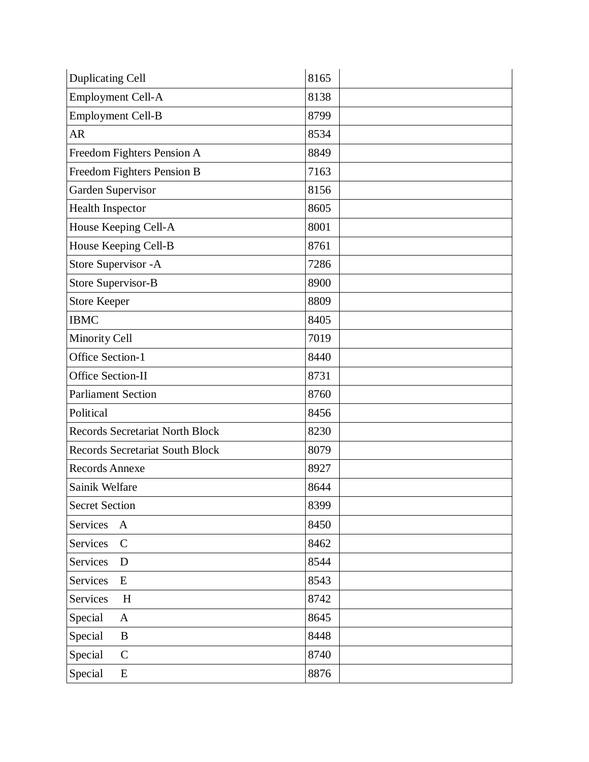| Duplicating Cell | 8165 | |
|---|---|---|
| Employment Cell-A | 8138 | |
| Employment Cell-B | 8799 | |
| AR | 8534 | |
| Freedom Fighters Pension A | 8849 | |
| Freedom Fighters Pension B | 7163 | |
| Garden Supervisor | 8156 | |
| Health Inspector | 8605 | |
| House Keeping Cell-A | 8001 | |
| House Keeping Cell-B | 8761 | |
| Store Supervisor -A | 7286 | |
| Store Supervisor-B | 8900 | |
| Store Keeper | 8809 | |
| IBMC | 8405 | |
| Minority Cell | 7019 | |
| Office Section-1 | 8440 | |
| Office Section-II | 8731 | |
| Parliament Section | 8760 | |
| Political | 8456 | |
| Records Secretariat North Block | 8230 | |
| Records Secretariat South Block | 8079 | |
| Records Annexe | 8927 | |
| Sainik Welfare | 8644 | |
| Secret Section | 8399 | |
| Services A | 8450 | |
| Services C | 8462 | |
| Services D | 8544 | |
| Services E | 8543 | |
| Services H | 8742 | |
| Special A | 8645 | |
| Special B | 8448 | |
| Special C | 8740 | |
| Special E | 8876 | |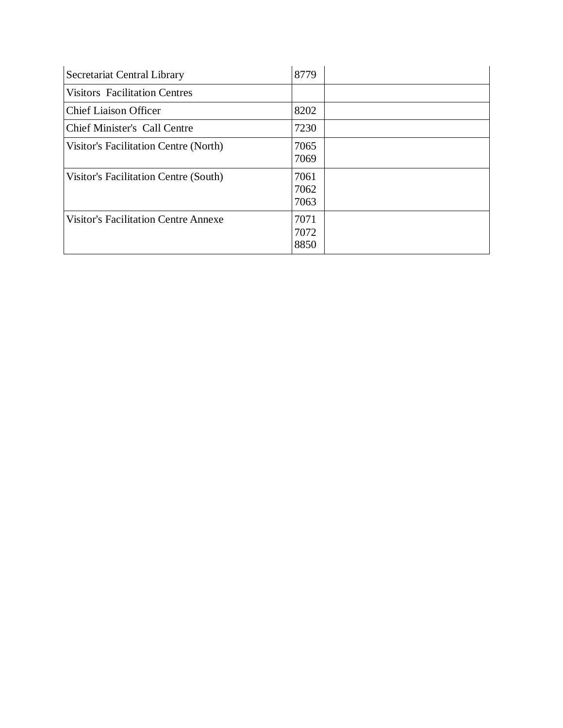| | | |
|---|---|---|
| Secretariat Central Library | 8779 | |
| Visitors Facilitation Centres | | |
| Chief Liaison Officer | 8202 | |
| Chief Minister's Call Centre | 7230 | |
| Visitor's Facilitation Centre (North) | 7065<br>7069 | |
| Visitor's Facilitation Centre (South) | 7061<br>7062<br>7063 | |
| Visitor's Facilitation Centre Annexe | 7071<br>7072<br>8850 | |